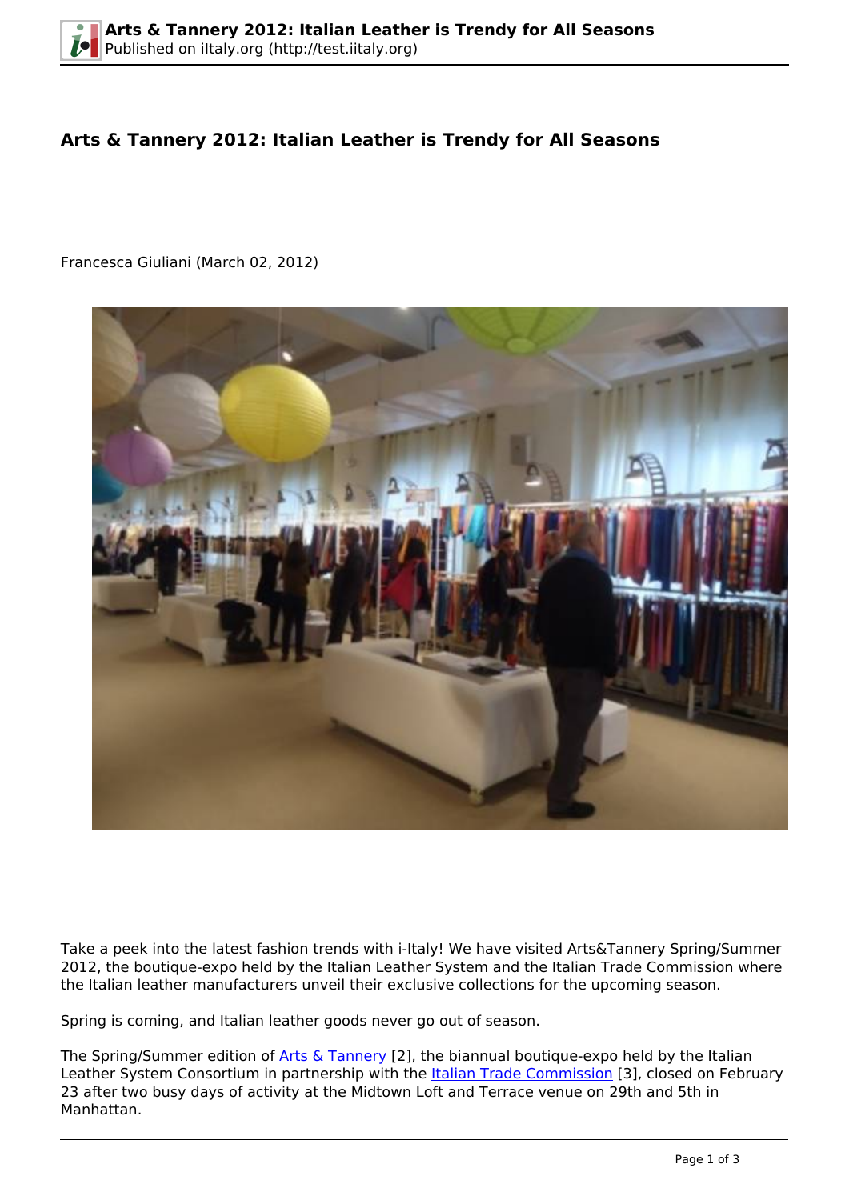# Arts & Tannery 2012: Italian Leather is Trendy for All Seasons

Francesca Giuliani (March 02, 2012)

Take a peek into the latest fashion trends with i-Italy! We have visited Arts&Tannery Spring/Summer 2012, the boutique-expo held by the Italian Leather System and the Italian Trade Commission where the Italian leather manufacturers unveil their exclusive collections for the upcoming season.

Spring is coming, and Italian leather goods never go out of season.

The Spring/Summer edition of Arts & Tannery [2], the biannual boutique-expo held by the Italian Leather System Consortium in partnership with the Italian Trade Commission [3], closed on February 23 after two busy days of activity at the Midtown Loft and Terrace venue on 29th and 5th in Manhattan.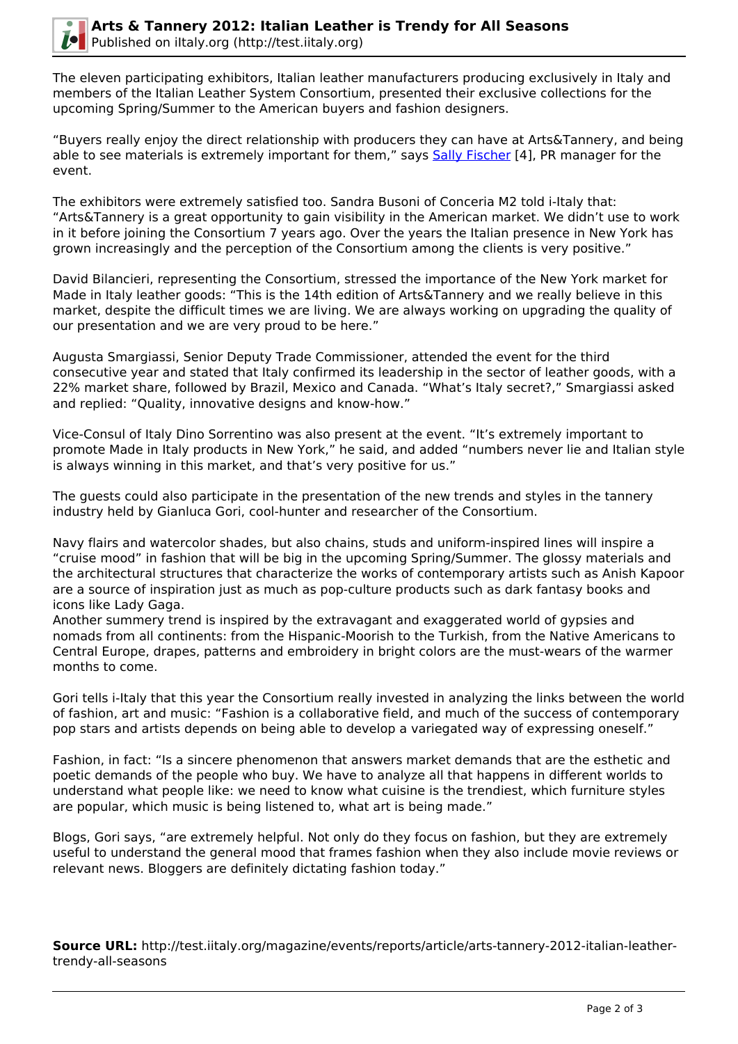The eleven participating exhibitors, Italian leather manufacturers producing exclusively in Italy and members of the Italian Leather System Consortium, presented their exclusive collections for the upcoming Spring/Summer to the American buyers and fashion designers.

"Buyers really enjoy the direct relationship with producers they can have at Arts&Tannery, and being able to see materials is extremely important for them," says Sally Fischer [4], PR manager for the event.

The exhibitors were extremely satisfied too. Sandra Busoni of Conceria M2 told i-Italy that: "Arts&Tannery is a great opportunity to gain visibility in the American market. We didn't use to work in it before joining the Consortium 7 years ago. Over the years the Italian presence in New York has grown increasingly and the perception of the Consortium among the clients is very positive."

David Bilancieri, representing the Consortium, stressed the importance of the New York market for Made in Italy leather goods: "This is the 14th edition of Arts&Tannery and we really believe in this market, despite the difficult times we are living. We are always working on upgrading the quality of our presentation and we are very proud to be here."

Augusta Smargiassi, Senior Deputy Trade Commissioner, attended the event for the third consecutive year and stated that Italy confirmed its leadership in the sector of leather goods, with a 22% market share, followed by Brazil, Mexico and Canada. "What's Italy secret?," Smargiassi asked and replied: "Quality, innovative designs and know-how."

Vice-Consul of Italy Dino Sorrentino was also present at the event. "It's extremely important to promote Made in Italy products in New York," he said, and added "numbers never lie and Italian style is always winning in this market, and that's very positive for us."

The guests could also participate in the presentation of the new trends and styles in the tannery industry held by Gianluca Gori, cool-hunter and researcher of the Consortium.

Navy flairs and watercolor shades, but also chains, studs and uniform-inspired lines will inspire a "cruise mood" in fashion that will be big in the upcoming Spring/Summer. The glossy materials and the architectural structures that characterize the works of contemporary artists such as Anish Kapoor are a source of inspiration just as much as pop-culture products such as dark fantasy books and icons like Lady Gaga.
Another summery trend is inspired by the extravagant and exaggerated world of gypsies and nomads from all continents: from the Hispanic-Moorish to the Turkish, from the Native Americans to Central Europe, drapes, patterns and embroidery in bright colors are the must-wears of the warmer months to come.

Gori tells i-Italy that this year the Consortium really invested in analyzing the links between the world of fashion, art and music: "Fashion is a collaborative field, and much of the success of contemporary pop stars and artists depends on being able to develop a variegated way of expressing oneself."

Fashion, in fact: "Is a sincere phenomenon that answers market demands that are the esthetic and poetic demands of the people who buy. We have to analyze all that happens in different worlds to understand what people like: we need to know what cuisine is the trendiest, which furniture styles are popular, which music is being listened to, what art is being made."

Blogs, Gori says, "are extremely helpful. Not only do they focus on fashion, but they are extremely useful to understand the general mood that frames fashion when they also include movie reviews or relevant news. Bloggers are definitely dictating fashion today."

**Source URL:** http://test.iitaly.org/magazine/events/reports/article/arts-tannery-2012-italian-leather-trendy-all-seasons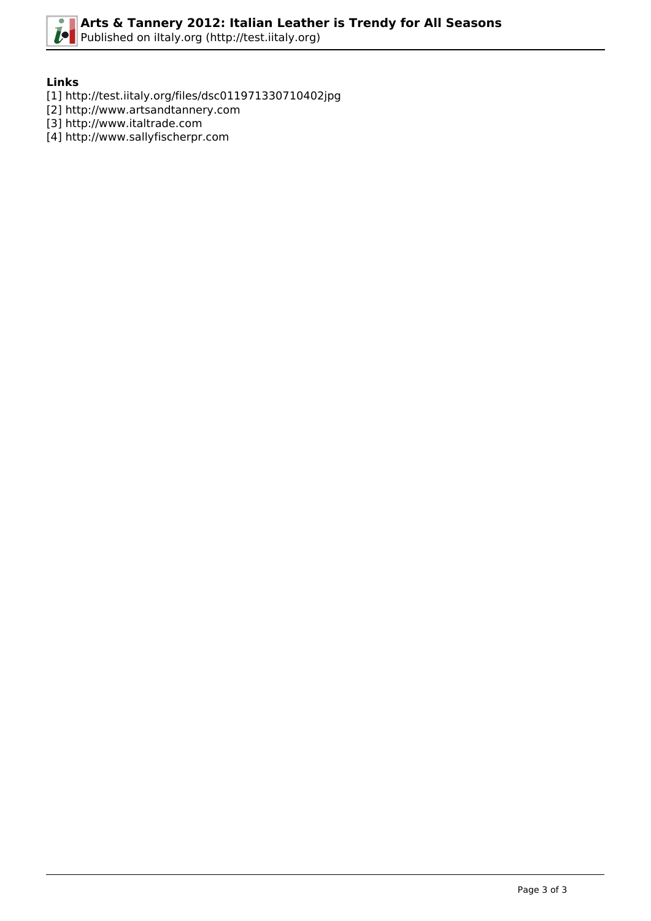**Links**

[1] http://test.iitaly.org/files/dsc011971330710402jpg
[2] http://www.artsandtannery.com
[3] http://www.italtrade.com
[4] http://www.sallyfischerpr.com